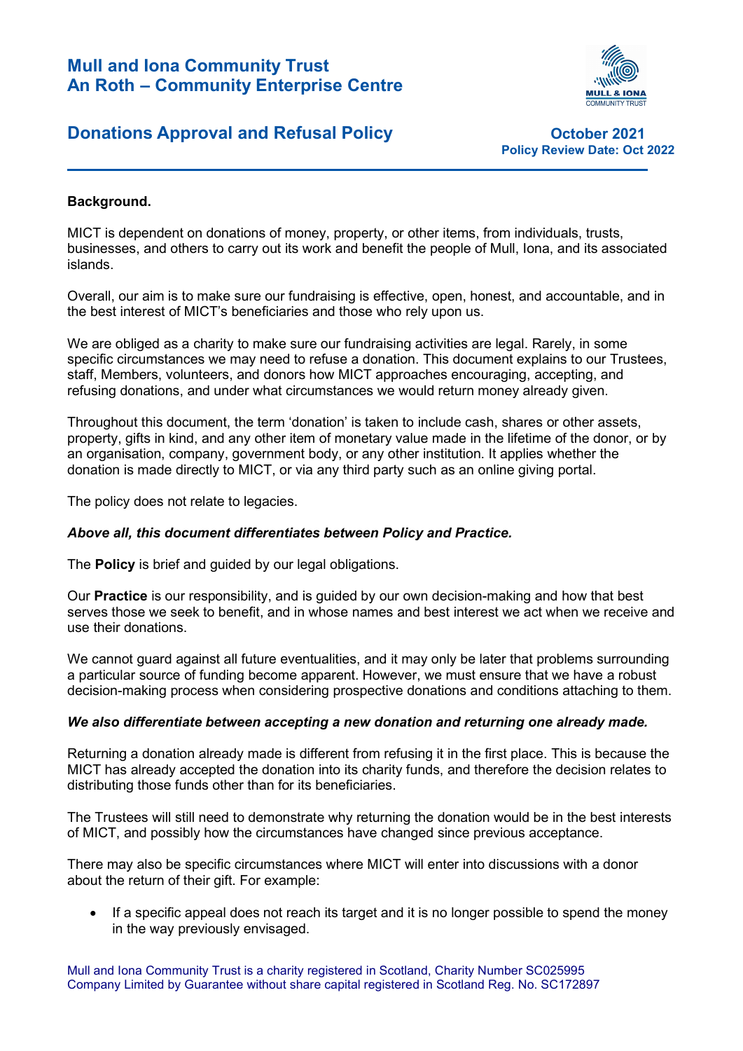# Mull and Iona Community Trust
# An Roth – Community Enterprise Centre

## Donations Approval and Refusal Policy

**October 2021**
**Policy Review Date: Oct 2022**

---

**Background.**

MICT is dependent on donations of money, property, or other items, from individuals, trusts, businesses, and others to carry out its work and benefit the people of Mull, Iona, and its associated islands.

Overall, our aim is to make sure our fundraising is effective, open, honest, and accountable, and in the best interest of MICT's beneficiaries and those who rely upon us.

We are obliged as a charity to make sure our fundraising activities are legal. Rarely, in some specific circumstances we may need to refuse a donation. This document explains to our Trustees, staff, Members, volunteers, and donors how MICT approaches encouraging, accepting, and refusing donations, and under what circumstances we would return money already given.

Throughout this document, the term 'donation' is taken to include cash, shares or other assets, property, gifts in kind, and any other item of monetary value made in the lifetime of the donor, or by an organisation, company, government body, or any other institution. It applies whether the donation is made directly to MICT, or via any third party such as an online giving portal.

The policy does not relate to legacies.

***Above all, this document differentiates between Policy and Practice.***

The **Policy** is brief and guided by our legal obligations.

Our **Practice** is our responsibility, and is guided by our own decision-making and how that best serves those we seek to benefit, and in whose names and best interest we act when we receive and use their donations.

We cannot guard against all future eventualities, and it may only be later that problems surrounding a particular source of funding become apparent. However, we must ensure that we have a robust decision-making process when considering prospective donations and conditions attaching to them.

***We also differentiate between accepting a new donation and returning one already made.***

Returning a donation already made is different from refusing it in the first place. This is because the MICT has already accepted the donation into its charity funds, and therefore the decision relates to distributing those funds other than for its beneficiaries.

The Trustees will still need to demonstrate why returning the donation would be in the best interests of MICT, and possibly how the circumstances have changed since previous acceptance.

There may also be specific circumstances where MICT will enter into discussions with a donor about the return of their gift. For example:

- If a specific appeal does not reach its target and it is no longer possible to spend the money in the way previously envisaged.

Mull and Iona Community Trust is a charity registered in Scotland, Charity Number SC025995
Company Limited by Guarantee without share capital registered in Scotland Reg. No. SC172897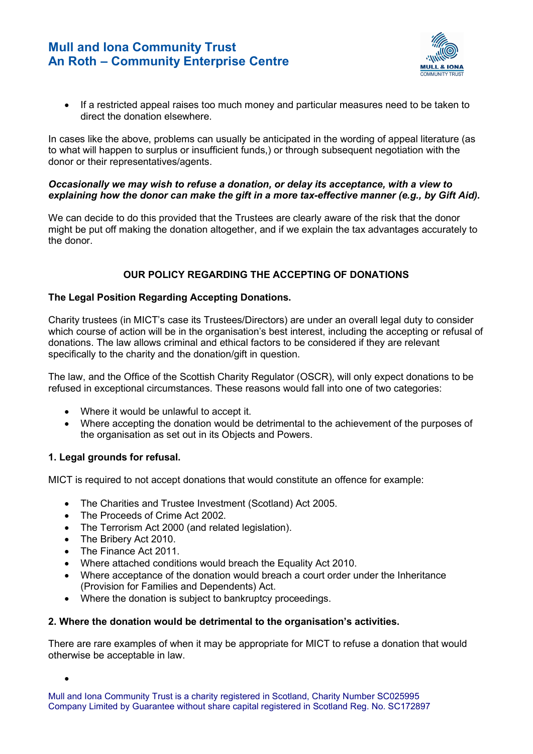- If a restricted appeal raises too much money and particular measures need to be taken to direct the donation elsewhere.

In cases like the above, problems can usually be anticipated in the wording of appeal literature (as to what will happen to surplus or insufficient funds,) or through subsequent negotiation with the donor or their representatives/agents.

***Occasionally we may wish to refuse a donation, or delay its acceptance, with a view to explaining how the donor can make the gift in a more tax-effective manner (e.g., by Gift Aid).***

We can decide to do this provided that the Trustees are clearly aware of the risk that the donor might be put off making the donation altogether, and if we explain the tax advantages accurately to the donor.

## OUR POLICY REGARDING THE ACCEPTING OF DONATIONS

### The Legal Position Regarding Accepting Donations.

Charity trustees (in MICT's case its Trustees/Directors) are under an overall legal duty to consider which course of action will be in the organisation's best interest, including the accepting or refusal of donations. The law allows criminal and ethical factors to be considered if they are relevant specifically to the charity and the donation/gift in question.

The law, and the Office of the Scottish Charity Regulator (OSCR), will only expect donations to be refused in exceptional circumstances. These reasons would fall into one of two categories:

- Where it would be unlawful to accept it.
- Where accepting the donation would be detrimental to the achievement of the purposes of the organisation as set out in its Objects and Powers.

### 1. Legal grounds for refusal.

MICT is required to not accept donations that would constitute an offence for example:

- The Charities and Trustee Investment (Scotland) Act 2005.
- The Proceeds of Crime Act 2002.
- The Terrorism Act 2000 (and related legislation).
- The Bribery Act 2010.
- The Finance Act 2011.
- Where attached conditions would breach the Equality Act 2010.
- Where acceptance of the donation would breach a court order under the Inheritance (Provision for Families and Dependents) Act.
- Where the donation is subject to bankruptcy proceedings.

### 2. Where the donation would be detrimental to the organisation's activities.

There are rare examples of when it may be appropriate for MICT to refuse a donation that would otherwise be acceptable in law.

-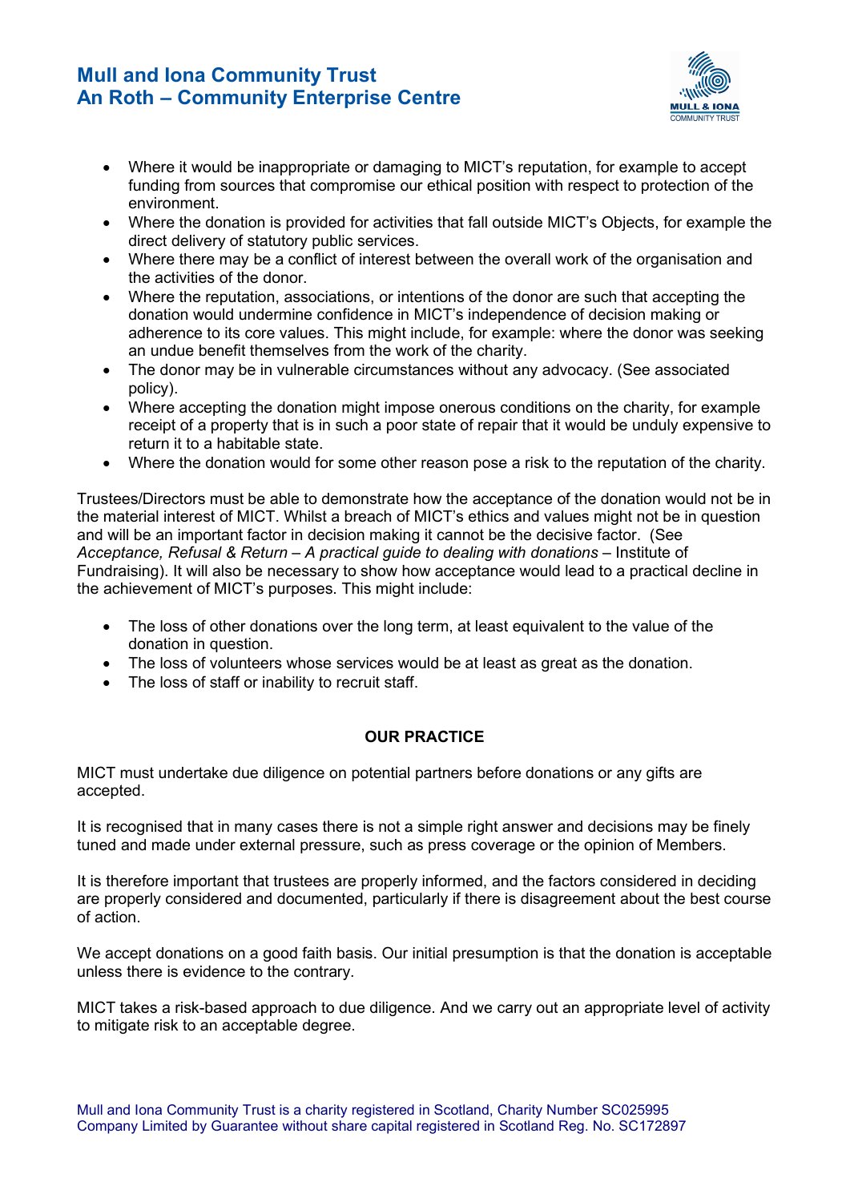- Where it would be inappropriate or damaging to MICT's reputation, for example to accept funding from sources that compromise our ethical position with respect to protection of the environment.
- Where the donation is provided for activities that fall outside MICT's Objects, for example the direct delivery of statutory public services.
- Where there may be a conflict of interest between the overall work of the organisation and the activities of the donor.
- Where the reputation, associations, or intentions of the donor are such that accepting the donation would undermine confidence in MICT's independence of decision making or adherence to its core values. This might include, for example: where the donor was seeking an undue benefit themselves from the work of the charity.
- The donor may be in vulnerable circumstances without any advocacy. (See associated policy).
- Where accepting the donation might impose onerous conditions on the charity, for example receipt of a property that is in such a poor state of repair that it would be unduly expensive to return it to a habitable state.
- Where the donation would for some other reason pose a risk to the reputation of the charity.

Trustees/Directors must be able to demonstrate how the acceptance of the donation would not be in the material interest of MICT. Whilst a breach of MICT's ethics and values might not be in question and will be an important factor in decision making it cannot be the decisive factor. (See *Acceptance, Refusal & Return – A practical guide to dealing with donations* – Institute of Fundraising). It will also be necessary to show how acceptance would lead to a practical decline in the achievement of MICT's purposes. This might include:

- The loss of other donations over the long term, at least equivalent to the value of the donation in question.
- The loss of volunteers whose services would be at least as great as the donation.
- The loss of staff or inability to recruit staff.

## OUR PRACTICE

MICT must undertake due diligence on potential partners before donations or any gifts are accepted.

It is recognised that in many cases there is not a simple right answer and decisions may be finely tuned and made under external pressure, such as press coverage or the opinion of Members.

It is therefore important that trustees are properly informed, and the factors considered in deciding are properly considered and documented, particularly if there is disagreement about the best course of action.

We accept donations on a good faith basis. Our initial presumption is that the donation is acceptable unless there is evidence to the contrary.

MICT takes a risk-based approach to due diligence. And we carry out an appropriate level of activity to mitigate risk to an acceptable degree.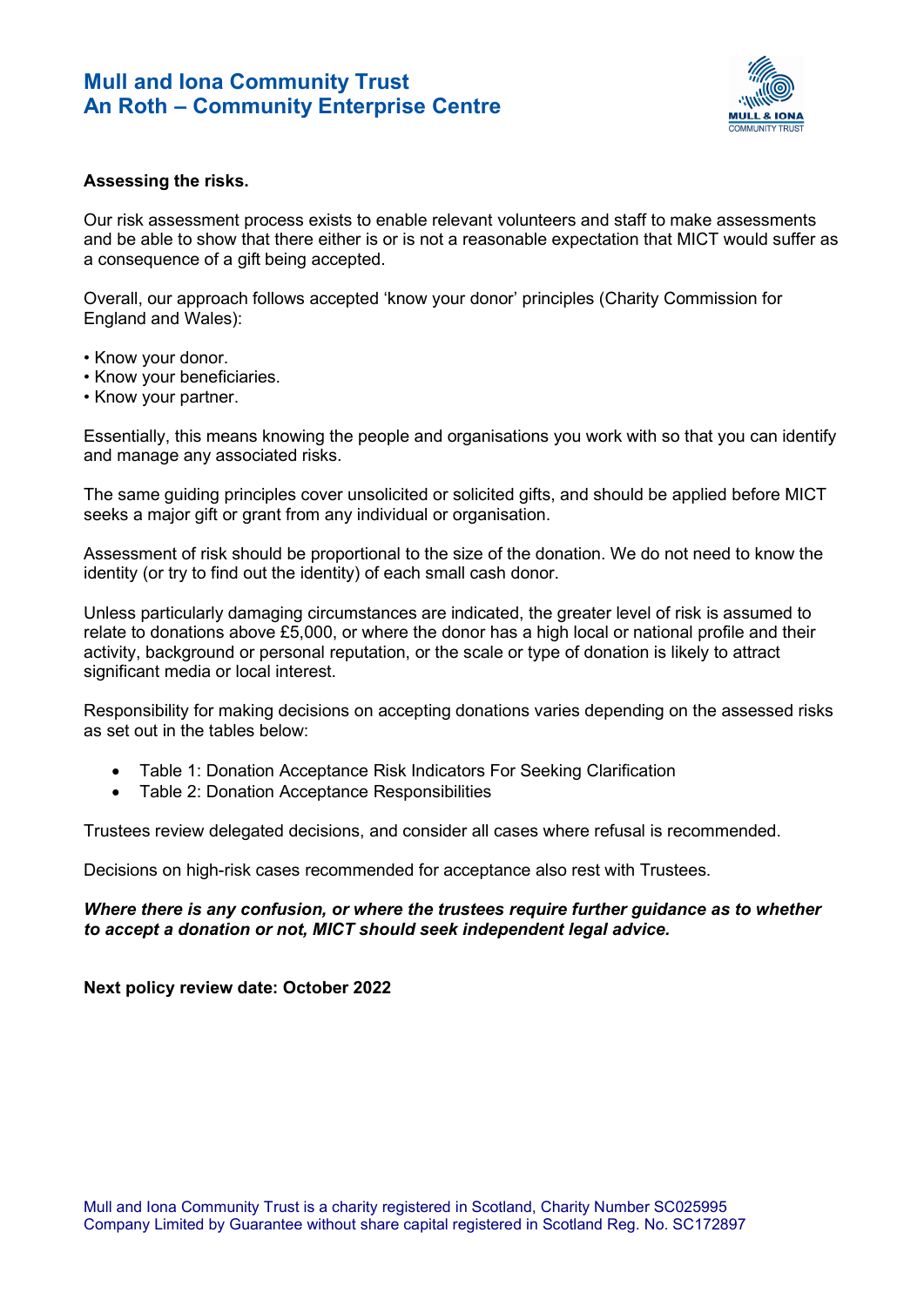**Assessing the risks.**

Our risk assessment process exists to enable relevant volunteers and staff to make assessments and be able to show that there either is or is not a reasonable expectation that MICT would suffer as a consequence of a gift being accepted.

Overall, our approach follows accepted 'know your donor' principles (Charity Commission for England and Wales):

- Know your donor.
- Know your beneficiaries.
- Know your partner.

Essentially, this means knowing the people and organisations you work with so that you can identify and manage any associated risks.

The same guiding principles cover unsolicited or solicited gifts, and should be applied before MICT seeks a major gift or grant from any individual or organisation.

Assessment of risk should be proportional to the size of the donation. We do not need to know the identity (or try to find out the identity) of each small cash donor.

Unless particularly damaging circumstances are indicated, the greater level of risk is assumed to relate to donations above £5,000, or where the donor has a high local or national profile and their activity, background or personal reputation, or the scale or type of donation is likely to attract significant media or local interest.

Responsibility for making decisions on accepting donations varies depending on the assessed risks as set out in the tables below:

- Table 1: Donation Acceptance Risk Indicators For Seeking Clarification
- Table 2: Donation Acceptance Responsibilities

Trustees review delegated decisions, and consider all cases where refusal is recommended.

Decisions on high-risk cases recommended for acceptance also rest with Trustees.

***Where there is any confusion, or where the trustees require further guidance as to whether to accept a donation or not, MICT should seek independent legal advice.***

**Next policy review date: October 2022**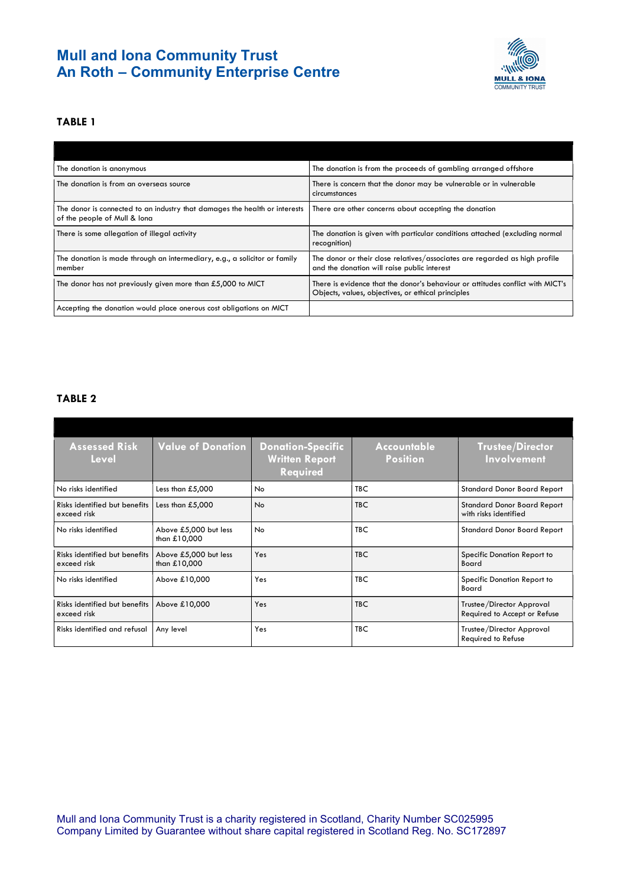# Mull and Iona Community Trust
# An Roth – Community Enterprise Centre

## TABLE 1

| | |
|---|---|
| The donation is anonymous | The donation is from the proceeds of gambling arranged offshore |
| The donation is from an overseas source | There is concern that the donor may be vulnerable or in vulnerable circumstances |
| The donor is connected to an industry that damages the health or interests of the people of Mull & Iona | There are other concerns about accepting the donation |
| There is some allegation of illegal activity | The donation is given with particular conditions attached (excluding normal recognition) |
| The donation is made through an intermediary, e.g., a solicitor or family member | The donor or their close relatives/associates are regarded as high profile and the donation will raise public interest |
| The donor has not previously given more than £5,000 to MICT | There is evidence that the donor's behaviour or attitudes conflict with MICT's Objects, values, objectives, or ethical principles |
| Accepting the donation would place onerous cost obligations on MICT | |

## TABLE 2

| Assessed Risk Level | Value of Donation | Donation-Specific Written Report Required | Accountable Position | Trustee/Director Involvement |
|---|---|---|---|---|
| No risks identified | Less than £5,000 | No | TBC | Standard Donor Board Report |
| Risks identified but benefits exceed risk | Less than £5,000 | No | TBC | Standard Donor Board Report with risks identified |
| No risks identified | Above £5,000 but less than £10,000 | No | TBC | Standard Donor Board Report |
| Risks identified but benefits exceed risk | Above £5,000 but less than £10,000 | Yes | TBC | Specific Donation Report to Board |
| No risks identified | Above £10,000 | Yes | TBC | Specific Donation Report to Board |
| Risks identified but benefits exceed risk | Above £10,000 | Yes | TBC | Trustee/Director Approval Required to Accept or Refuse |
| Risks identified and refusal | Any level | Yes | TBC | Trustee/Director Approval Required to Refuse |

Mull and Iona Community Trust is a charity registered in Scotland, Charity Number SC025995
Company Limited by Guarantee without share capital registered in Scotland Reg. No. SC172897